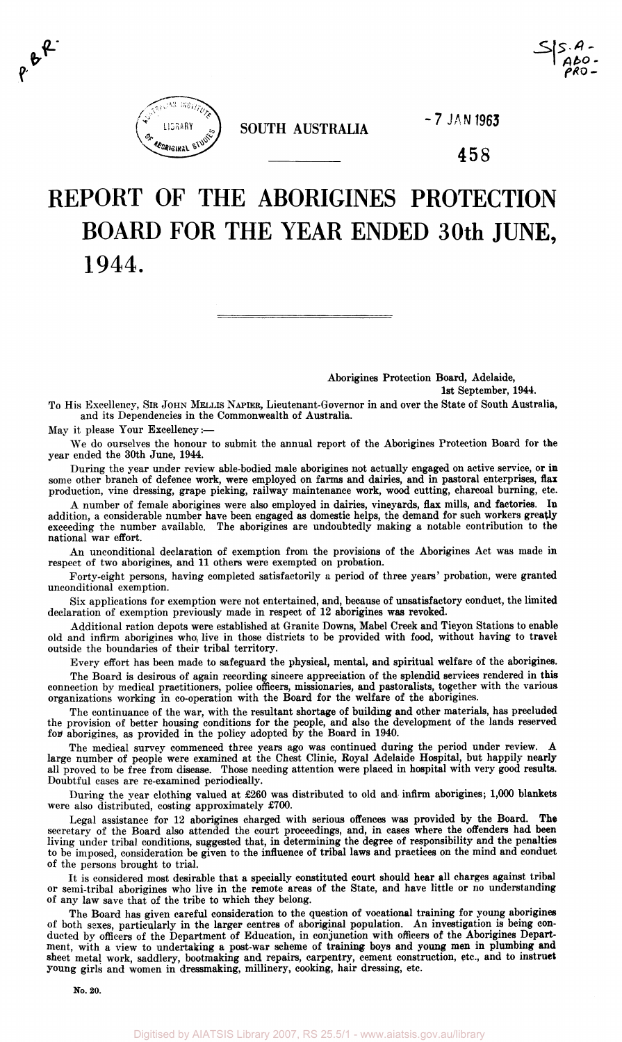SOUTH AUSTRALIA

458

# REPORT OF THE ABORIGINES PROTECTION BOARD FOR THE YEAR ENDED 30th JUNE, 1944.

Aborigines Protection Board, Adelaide,
1st September, 1944.

To His Excellency, SIR JOHN MELLIS NAPIER, Lieutenant-Governor in and over the State of South Australia, and its Dependencies in the Commonwealth of Australia.

May it please Your Excellency:—

We do ourselves the honour to submit the annual report of the Aborigines Protection Board for the year ended the 30th June, 1944.

During the year under review able-bodied male aborigines not actually engaged on active service, or in some other branch of defence work, were employed on farms and dairies, and in pastoral enterprises, flax production, vine dressing, grape picking, railway maintenance work, wood cutting, charcoal burning, etc.

A number of female aborigines were also employed in dairies, vineyards, flax mills, and factories. In addition, a considerable number have been engaged as domestic helps, the demand for such workers greatly exceeding the number available. The aborigines are undoubtedly making a notable contribution to the national war effort.

An unconditional declaration of exemption from the provisions of the Aborigines Act was made in respect of two aborigines, and 11 others were exempted on probation.

Forty-eight persons, having completed satisfactorily a period of three years' probation, were granted unconditional exemption.

Six applications for exemption were not entertained, and, because of unsatisfactory conduct, the limited declaration of exemption previously made in respect of 12 aborigines was revoked.

Additional ration depots were established at Granite Downs, Mabel Creek and Tieyon Stations to enable old and infirm aborigines who live in those districts to be provided with food, without having to travel outside the boundaries of their tribal territory.

Every effort has been made to safeguard the physical, mental, and spiritual welfare of the aborigines.

The Board is desirous of again recording sincere appreciation of the splendid services rendered in this connection by medical practitioners, police officers, missionaries, and pastoralists, together with the various organizations working in co-operation with the Board for the welfare of the aborigines.

The continuance of the war, with the resultant shortage of building and other materials, has precluded the provision of better housing conditions for the people, and also the development of the lands reserved for aborigines, as provided in the policy adopted by the Board in 1940.

The medical survey commenced three years ago was continued during the period under review. A large number of people were examined at the Chest Clinic, Royal Adelaide Hospital, but happily nearly all proved to be free from disease. Those needing attention were placed in hospital with very good results. Doubtful cases are re-examined periodically.

During the year clothing valued at £260 was distributed to old and infirm aborigines; 1,000 blankets were also distributed, costing approximately £700.

Legal assistance for 12 aborigines charged with serious offences was provided by the Board. The secretary of the Board also attended the court proceedings, and, in cases where the offenders had been living under tribal conditions, suggested that, in determining the degree of responsibility and the penalties to be imposed, consideration be given to the influence of tribal laws and practices on the mind and conduct of the persons brought to trial.

It is considered most desirable that a specially constituted court should hear all charges against tribal or semi-tribal aborigines who live in the remote areas of the State, and have little or no understanding of any law save that of the tribe to which they belong.

The Board has given careful consideration to the question of vocational training for young aborigines of both sexes, particularly in the larger centres of aboriginal population. An investigation is being conducted by officers of the Department of Education, in conjunction with officers of the Aborigines Department, with a view to undertaking a post-war scheme of training boys and young men in plumbing and sheet metal work, saddlery, bootmaking and repairs, carpentry, cement construction, etc., and to instruct young girls and women in dressmaking, millinery, cooking, hair dressing, etc.

No. 20.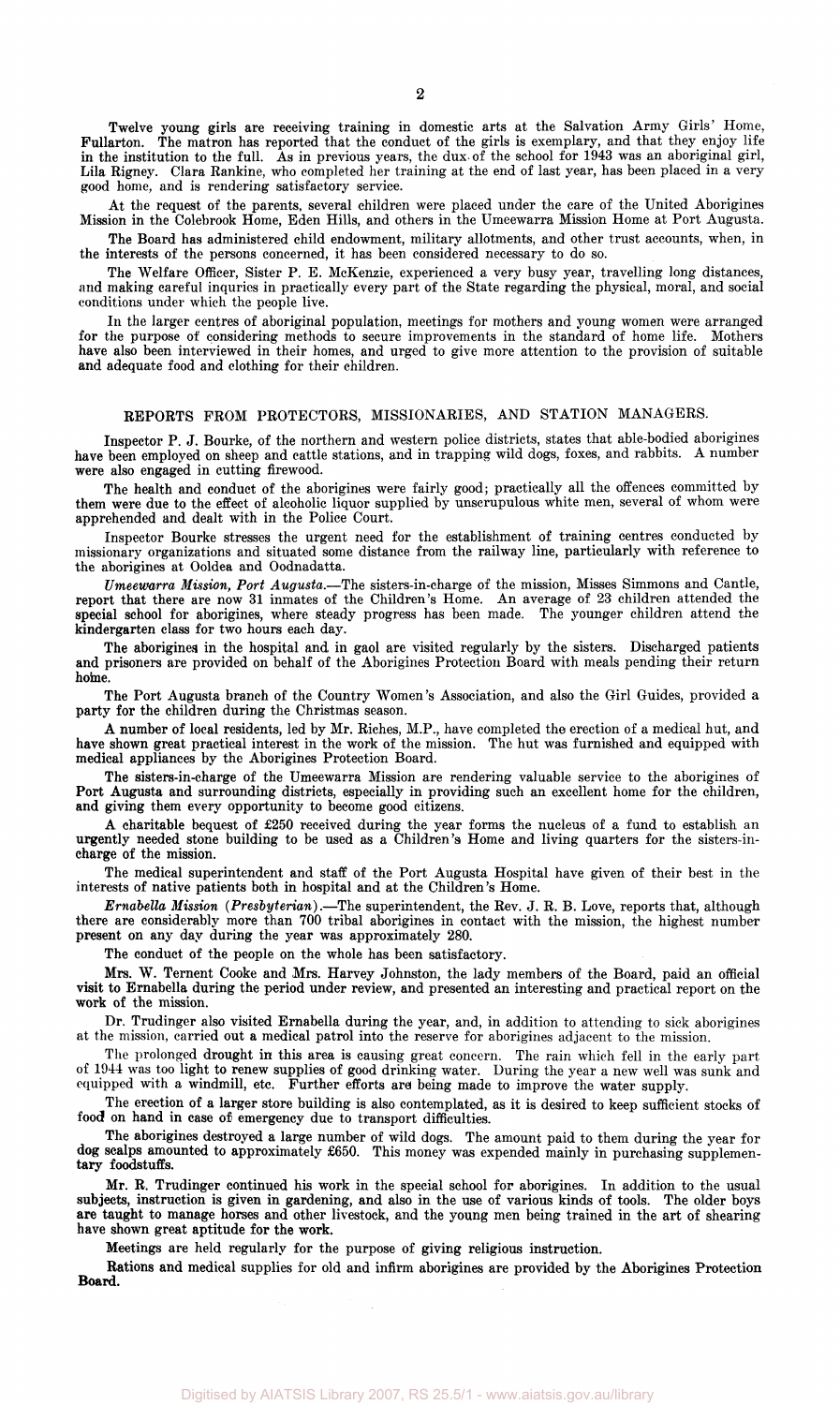Twelve young girls are receiving training in domestic arts at the Salvation Army Girls' Home, Fullarton. The matron has reported that the conduct of the girls is exemplary, and that they enjoy life in the institution to the full. As in previous years, the dux of the school for 1943 was an aboriginal girl, Lila Rigney. Clara Rankine, who completed her training at the end of last year, has been placed in a very good home, and is rendering satisfactory service.

At the request of the parents, several children were placed under the care of the United Aborigines Mission in the Colebrook Home, Eden Hills, and others in the Umeewarra Mission Home at Port Augusta.

The Board has administered child endowment, military allotments, and other trust accounts, when, in the interests of the persons concerned, it has been considered necessary to do so.

The Welfare Officer, Sister P. E. McKenzie, experienced a very busy year, travelling long distances, and making careful inquries in practically every part of the State regarding the physical, moral, and social conditions under which the people live.

In the larger centres of aboriginal population, meetings for mothers and young women were arranged for the purpose of considering methods to secure improvements in the standard of home life. Mothers have also been interviewed in their homes, and urged to give more attention to the provision of suitable and adequate food and clothing for their children.

## REPORTS FROM PROTECTORS, MISSIONARIES, AND STATION MANAGERS.

Inspector P. J. Bourke, of the northern and western police districts, states that able-bodied aborigines have been employed on sheep and cattle stations, and in trapping wild dogs, foxes, and rabbits. A number were also engaged in cutting firewood.

The health and conduct of the aborigines were fairly good; practically all the offences committed by them were due to the effect of alcoholic liquor supplied by unscrupulous white men, several of whom were apprehended and dealt with in the Police Court.

Inspector Bourke stresses the urgent need for the establishment of training centres conducted by missionary organizations and situated some distance from the railway line, particularly with reference to the aborigines at Ooldea and Oodnadatta.

*Umeewarra Mission, Port Augusta.*—The sisters-in-charge of the mission, Misses Simmons and Cantle, report that there are now 31 inmates of the Children's Home. An average of 23 children attended the special school for aborigines, where steady progress has been made. The younger children attend the kindergarten class for two hours each day.

The aborigines in the hospital and in gaol are visited regularly by the sisters. Discharged patients and prisoners are provided on behalf of the Aborigines Protection Board with meals pending their return home.

The Port Augusta branch of the Country Women's Association, and also the Girl Guides, provided a party for the children during the Christmas season.

A number of local residents, led by Mr. Riches, M.P., have completed the erection of a medical hut, and have shown great practical interest in the work of the mission. The hut was furnished and equipped with medical appliances by the Aborigines Protection Board.

The sisters-in-charge of the Umeewarra Mission are rendering valuable service to the aborigines of Port Augusta and surrounding districts, especially in providing such an excellent home for the children, and giving them every opportunity to become good citizens.

A charitable bequest of £250 received during the year forms the nucleus of a fund to establish an urgently needed stone building to be used as a Children's Home and living quarters for the sisters-in-charge of the mission.

The medical superintendent and staff of the Port Augusta Hospital have given of their best in the interests of native patients both in hospital and at the Children's Home.

*Ernabella Mission (Presbyterian).*—The superintendent, the Rev. J. R. B. Love, reports that, although there are considerably more than 700 tribal aborigines in contact with the mission, the highest number present on any day during the year was approximately 280.

The conduct of the people on the whole has been satisfactory.

Mrs. W. Ternent Cooke and Mrs. Harvey Johnston, the lady members of the Board, paid an official visit to Ernabella during the period under review, and presented an interesting and practical report on the work of the mission.

Dr. Trudinger also visited Ernabella during the year, and, in addition to attending to sick aborigines at the mission, carried out a medical patrol into the reserve for aborigines adjacent to the mission.

The prolonged drought in this area is causing great concern. The rain which fell in the early part of 1944 was too light to renew supplies of good drinking water. During the year a new well was sunk and equipped with a windmill, etc. Further efforts are being made to improve the water supply.

The erection of a larger store building is also contemplated, as it is desired to keep sufficient stocks of food on hand in case of emergency due to transport difficulties.

The aborigines destroyed a large number of wild dogs. The amount paid to them during the year for dog scalps amounted to approximately £650. This money was expended mainly in purchasing supplementary foodstuffs.

Mr. R. Trudinger continued his work in the special school for aborigines. In addition to the usual subjects, instruction is given in gardening, and also in the use of various kinds of tools. The older boys are taught to manage horses and other livestock, and the young men being trained in the art of shearing have shown great aptitude for the work.

Meetings are held regularly for the purpose of giving religious instruction.

Rations and medical supplies for old and infirm aborigines are provided by the Aborigines Protection Board.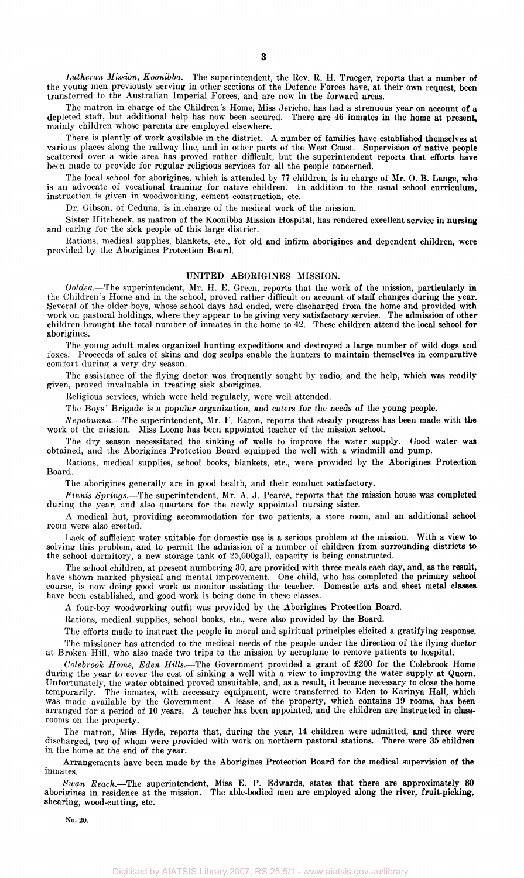*Lutheran Mission, Koonibba.*—The superintendent, the Rev. R. H. Traeger, reports that a number of the young men previously serving in other sections of the Defence Forces have, at their own request, been transferred to the Australian Imperial Forces, and are now in the forward areas.

The matron in charge of the Children's Home, Miss Jericho, has had a strenuous year on account of a depleted staff, but additional help has now been secured. There are 46 inmates in the home at present, mainly children whose parents are employed elsewhere.

There is plenty of work available in the district. A number of families have established themselves at various places along the railway line, and in other parts of the West Coast. Supervision of native people scattered over a wide area has proved rather difficult, but the superintendent reports that efforts have been made to provide for regular religious services for all the people concerned.

The local school for aborigines, which is attended by 77 children, is in charge of Mr. O. B. Lange, who is an advocate of vocational training for native children. In addition to the usual school curriculum, instruction is given in woodworking, cement construction, etc.

Dr. Gibson, of Ceduna, is in charge of the medical work of the mission.

Sister Hitchcock, as matron of the Koonibba Mission Hospital, has rendered excellent service in nursing and caring for the sick people of this large district.

Rations, medical supplies, blankets, etc., for old and infirm aborigines and dependent children, were provided by the Aborigines Protection Board.

## UNITED ABORIGINES MISSION.

*Ooldea.*—The superintendent, Mr. H. E. Green, reports that the work of the mission, particularly in the Children's Home and in the school, proved rather difficult on account of staff changes during the year. Several of the older boys, whose school days had ended, were discharged from the home and provided with work on pastoral holdings, where they appear to be giving very satisfactory service. The admission of other children brought the total number of inmates in the home to 42. These children attend the local school for aborigines.

The young adult males organized hunting expeditions and destroyed a large number of wild dogs and foxes. Proceeds of sales of skins and dog scalps enable the hunters to maintain themselves in comparative comfort during a very dry season.

The assistance of the flying doctor was frequently sought by radio, and the help, which was readily given, proved invaluable in treating sick aborigines.

Religious services, which were held regularly, were well attended.

The Boys' Brigade is a popular organization, and caters for the needs of the young people.

*Nepabunna.*—The superintendent, Mr. F. Eaton, reports that steady progress has been made with the work of the mission. Miss Loone has been appointed teacher of the mission school.

The dry season necessitated the sinking of wells to improve the water supply. Good water was obtained, and the Aborigines Protection Board equipped the well with a windmill and pump.

Rations, medical supplies, school books, blankets, etc., were provided by the Aborigines Protection Board.

The aborigines generally are in good health, and their conduct satisfactory.

*Finnis Springs.*—The superintendent, Mr. A. J. Pearce, reports that the mission house was completed during the year, and also quarters for the newly appointed nursing sister.

A medical hut, providing accommodation for two patients, a store room, and an additional school room were also erected.

Lack of sufficient water suitable for domestic use is a serious problem at the mission. With a view to solving this problem, and to permit the admission of a number of children from surrounding districts to the school dormitory, a new storage tank of 25,000gall. capacity is being constructed.

The school children, at present numbering 30, are provided with three meals each day, and, as the result, have shown marked physical and mental improvement. One child, who has completed the primary school course, is now doing good work as monitor assisting the teacher. Domestic arts and sheet metal classes have been established, and good work is being done in these classes.

A four-boy woodworking outfit was provided by the Aborigines Protection Board.

Rations, medical supplies, school books, etc., were also provided by the Board.

The efforts made to instruct the people in moral and spiritual principles elicited a gratifying response.

The missioner has attended to the medical needs of the people under the direction of the flying doctor at Broken Hill, who also made two trips to the mission by aeroplane to remove patients to hospital.

*Colebrook Home, Eden Hills.*—The Government provided a grant of £200 for the Colebrook Home during the year to cover the cost of sinking a well with a view to improving the water supply at Quorn. Unfortunately, the water obtained proved unsuitable, and, as a result, it became necessary to close the home temporarily. The inmates, with necessary equipment, were transferred to Eden to Karinya Hall, which was made available by the Government. A lease of the property, which contains 19 rooms, has been arranged for a period of 10 years. A teacher has been appointed, and the children are instructed in class-rooms on the property.

The matron, Miss Hyde, reports that, during the year, 14 children were admitted, and three were discharged, two of whom were provided with work on northern pastoral stations. There were 35 children in the home at the end of the year.

Arrangements have been made by the Aborigines Protection Board for the medical supervision of the inmates.

*Swan Reach.*—The superintendent, Miss E. P. Edwards, states that there are approximately 80 aborigines in residence at the mission. The able-bodied men are employed along the river, fruit-picking, shearing, wood-cutting, etc.

No. 20.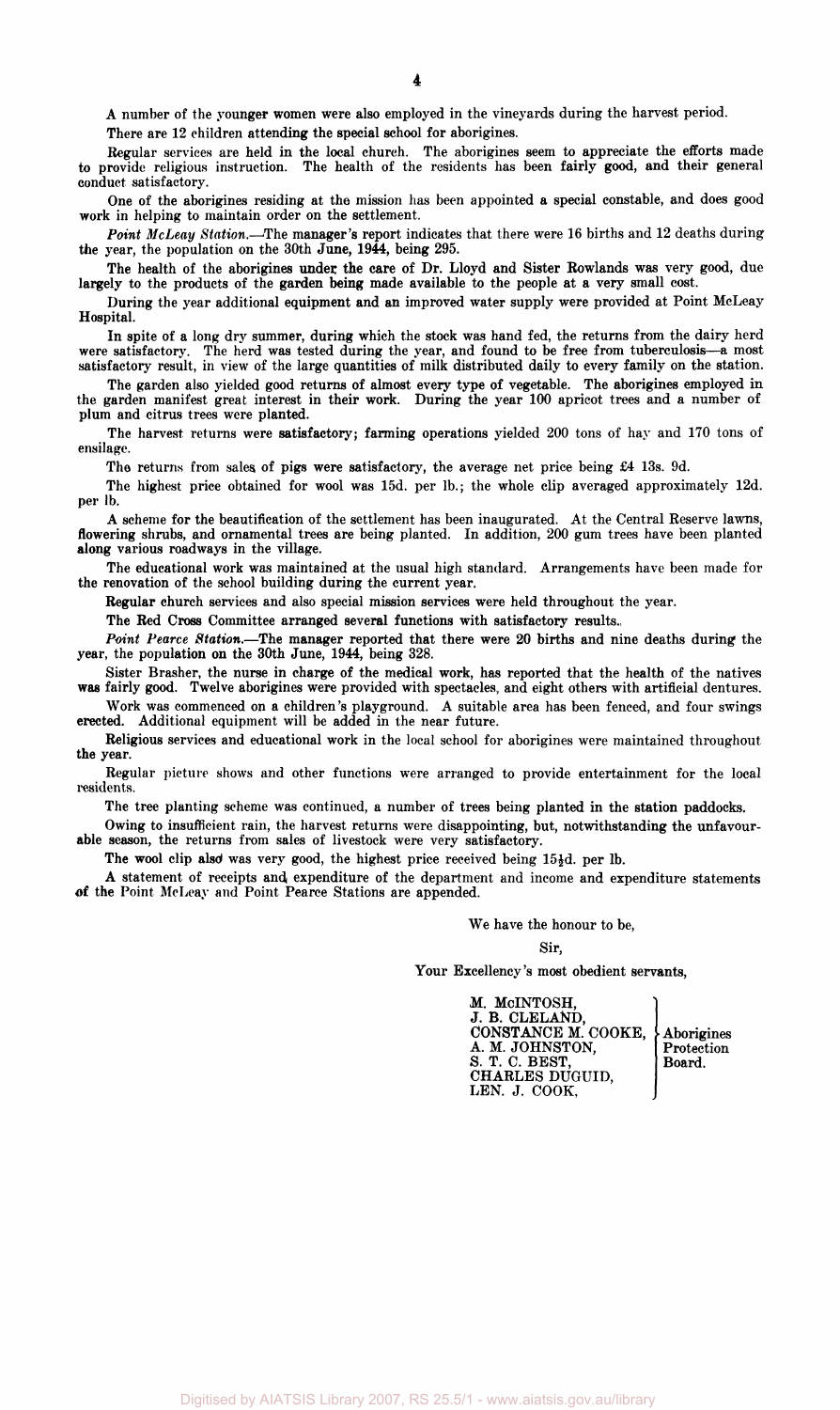A number of the younger women were also employed in the vineyards during the harvest period.

There are 12 children attending the special school for aborigines.

Regular services are held in the local church. The aborigines seem to appreciate the efforts made to provide religious instruction. The health of the residents has been fairly good, and their general conduct satisfactory.

One of the aborigines residing at the mission has been appointed a special constable, and does good work in helping to maintain order on the settlement.

*Point McLeay Station.*—The manager's report indicates that there were 16 births and 12 deaths during the year, the population on the 30th June, 1944, being 295.

The health of the aborigines under the care of Dr. Lloyd and Sister Rowlands was very good, due largely to the products of the garden being made available to the people at a very small cost.

During the year additional equipment and an improved water supply were provided at Point McLeay Hospital.

In spite of a long dry summer, during which the stock was hand fed, the returns from the dairy herd were satisfactory. The herd was tested during the year, and found to be free from tuberculosis—a most satisfactory result, in view of the large quantities of milk distributed daily to every family on the station.

The garden also yielded good returns of almost every type of vegetable. The aborigines employed in the garden manifest great interest in their work. During the year 100 apricot trees and a number of plum and citrus trees were planted.

The harvest returns were satisfactory; farming operations yielded 200 tons of hay and 170 tons of ensilage.

The returns from sales of pigs were satisfactory, the average net price being £4 13s. 9d.

The highest price obtained for wool was 15d. per lb.; the whole clip averaged approximately 12d. per lb.

A scheme for the beautification of the settlement has been inaugurated. At the Central Reserve lawns, flowering shrubs, and ornamental trees are being planted. In addition, 200 gum trees have been planted along various roadways in the village.

The educational work was maintained at the usual high standard. Arrangements have been made for the renovation of the school building during the current year.

Regular church services and also special mission services were held throughout the year.

The Red Cross Committee arranged several functions with satisfactory results.

*Point Pearce Station.*—The manager reported that there were 20 births and nine deaths during the year, the population on the 30th June, 1944, being 328.

Sister Brasher, the nurse in charge of the medical work, has reported that the health of the natives was fairly good. Twelve aborigines were provided with spectacles, and eight others with artificial dentures.

Work was commenced on a children's playground. A suitable area has been fenced, and four swings erected. Additional equipment will be added in the near future.

Religious services and educational work in the local school for aborigines were maintained throughout the year.

Regular picture shows and other functions were arranged to provide entertainment for the local residents.

The tree planting scheme was continued, a number of trees being planted in the station paddocks.

Owing to insufficient rain, the harvest returns were disappointing, but, notwithstanding the unfavourable season, the returns from sales of livestock were very satisfactory.

The wool clip also was very good, the highest price received being 15½d. per lb.

A statement of receipts and expenditure of the department and income and expenditure statements of the Point McLeay and Point Pearce Stations are appended.

We have the honour to be,

Sir,

Your Excellency's most obedient servants,

M. McINTOSH,
J. B. CLELAND,
CONSTANCE M. COOKE,
A. M. JOHNSTON,
S. T. C. BEST,
CHARLES DUGUID,
LEN. J. COOK,

Aborigines Protection Board.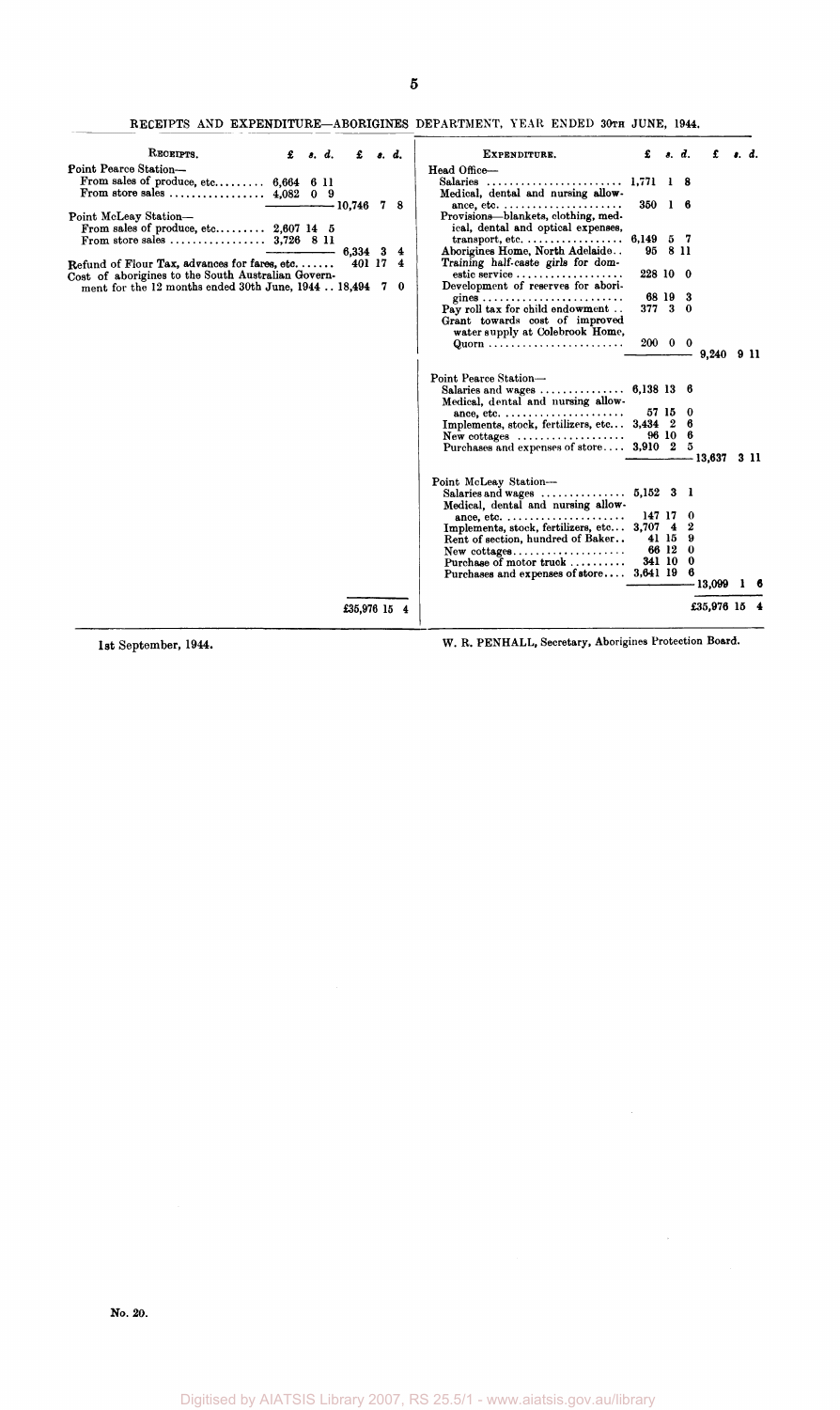## RECEIPTS AND EXPENDITURE—ABORIGINES DEPARTMENT, YEAR ENDED 30TH JUNE, 1944.

| Receipts. | £ s. d. | £ s. d. |
|---|---|---|
| Point Pearce Station— | | |
| From sales of produce, etc. | 6,664 6 11 | |
| From store sales | 4,082 0 9 | |
| | | 10,746 7 8 |
| Point McLeay Station— | | |
| From sales of produce, etc. | 2,607 14 5 | |
| From store sales | 3,726 8 11 | |
| | | 6,334 3 4 |
| Refund of Flour Tax, advances for fares, etc. | | 401 17 4 |
| Cost of aborigines to the South Australian Government for the 12 months ended 30th June, 1944 | | 18,494 7 0 |
| | | £35,976 15 4 |

| Expenditure. | £ s. d. | £ s. d. |
|---|---|---|
| Head Office— | | |
| Salaries | 1,771 1 8 | |
| Medical, dental and nursing allowance, etc. | 350 1 6 | |
| Provisions—blankets, clothing, medical, dental and optical expenses, transport, etc. | 6,149 5 7 | |
| Aborigines Home, North Adelaide | 95 8 11 | |
| Training half-caste girls for domestic service | 228 10 0 | |
| Development of reserves for aborigines | 68 19 3 | |
| Pay roll tax for child endowment | 377 3 0 | |
| Grant towards cost of improved water supply at Colebrook Home, Quorn | 200 0 0 | |
| | | 9,240 9 11 |
| Point Pearce Station— | | |
| Salaries and wages | 6,138 13 6 | |
| Medical, dental and nursing allowance, etc. | 57 15 0 | |
| Implements, stock, fertilizers, etc. | 3,434 2 6 | |
| New cottages | 96 10 6 | |
| Purchases and expenses of store | 3,910 2 5 | |
| | | 13,637 3 11 |
| Point McLeay Station— | | |
| Salaries and wages | 5,152 3 1 | |
| Medical, dental and nursing allowance, etc. | 147 17 0 | |
| Implements, stock, fertilizers, etc. | 3,707 4 2 | |
| Rent of section, hundred of Baker | 41 15 9 | |
| New cottages | 66 12 0 | |
| Purchase of motor truck | 341 10 0 | |
| Purchases and expenses of store | 3,641 19 6 | |
| | | 13,099 1 6 |
| | | £35,976 15 4 |

1st September, 1944.

W. R. PENHALL, Secretary, Aborigines Protection Board.

No. 20.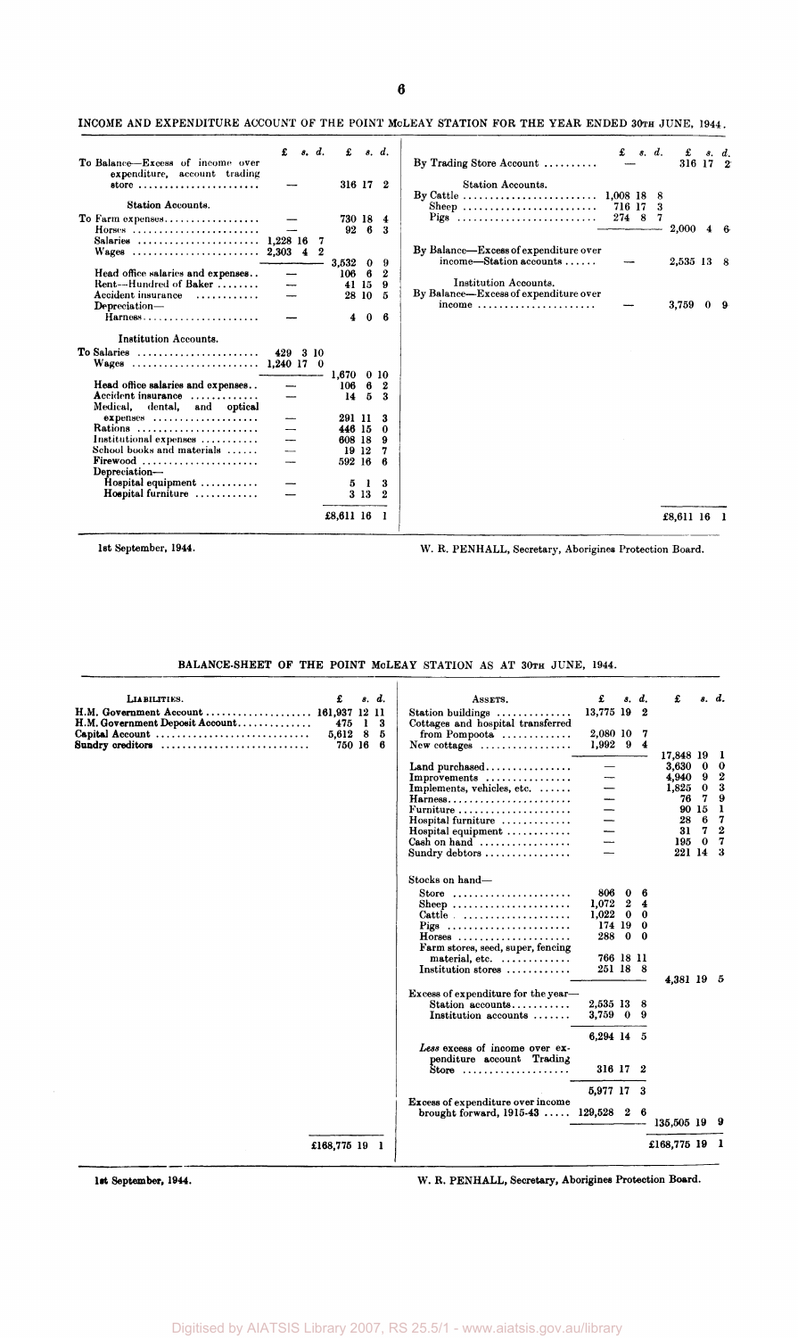INCOME AND EXPENDITURE ACCOUNT OF THE POINT McLEAY STATION FOR THE YEAR ENDED 30TH JUNE, 1944.

| | £ s. d. | £ s. d. |
|---|---|---|
| To Balance—Excess of income over expenditure, account trading store | — | 316 17 2 |
| **Station Accounts.** | | |
| To Farm expenses | — | 730 18 4 |
| Horses | — | 92 6 3 |
| Salaries | 1,228 16 7 | |
| Wages | 2,303 4 2 | |
| | | 3,532 0 9 |
| Head office salaries and expenses | — | 106 6 2 |
| Rent—Hundred of Baker | — | 41 15 9 |
| Accident insurance | — | 28 10 5 |
| Depreciation— | | |
| Harness | — | 4 0 6 |
| **Institution Accounts.** | | |
| To Salaries | 429 3 10 | |
| Wages | 1,240 17 0 | |
| | | 1,670 0 10 |
| Head office salaries and expenses | — | 106 6 2 |
| Accident insurance | — | 14 5 3 |
| Medical, dental, and optical expenses | — | 291 11 3 |
| Rations | — | 446 15 0 |
| Institutional expenses | — | 608 18 9 |
| School books and materials | — | 19 12 7 |
| Firewood | — | 592 16 6 |
| Depreciation— | | |
| Hospital equipment | — | 5 1 3 |
| Hospital furniture | — | 3 13 2 |
| | | £8,611 16 1 |

| | £ s. d. | £ s. d. |
|---|---|---|
| By Trading Store Account | — | 316 17 2 |
| **Station Accounts.** | | |
| By Cattle | 1,008 18 8 | |
| Sheep | 716 17 3 | |
| Pigs | 274 8 7 | |
| | | 2,000 4 6 |
| By Balance—Excess of expenditure over income—Station accounts | — | 2,535 13 8 |
| **Institution Accounts.** | | |
| By Balance—Excess of expenditure over income | — | 3,759 0 9 |
| | | £8,611 16 1 |

1st September, 1944.

W. R. PENHALL, Secretary, Aborigines Protection Board.

BALANCE-SHEET OF THE POINT McLEAY STATION AS AT 30TH JUNE, 1944.

| LIABILITIES. | £ s. d. |
|---|---|
| H.M. Government Account | 161,937 12 11 |
| H.M. Government Deposit Account | 475 1 3 |
| Capital Account | 5,612 8 5 |
| Sundry creditors | 750 16 6 |
| | £168,775 19 1 |

| ASSETS. | £ s. d. | £ s. d. |
|---|---|---|
| Station buildings | 13,775 19 2 | |
| Cottages and hospital transferred from Pompoota | 2,080 10 7 | |
| New cottages | 1,992 9 4 | |
| | | 17,848 19 1 |
| Land purchased | — | 3,630 0 0 |
| Improvements | — | 4,940 9 2 |
| Implements, vehicles, etc. | — | 1,825 0 3 |
| Harness | — | 76 7 9 |
| Furniture | — | 90 15 1 |
| Hospital furniture | — | 28 6 7 |
| Hospital equipment | — | 31 7 2 |
| Cash on hand | — | 195 0 7 |
| Sundry debtors | — | 221 14 3 |
| Stocks on hand— | | |
| Store | 806 0 6 | |
| Sheep | 1,072 2 4 | |
| Cattle | 1,022 0 0 | |
| Pigs | 174 19 0 | |
| Horses | 288 0 0 | |
| Farm stores, seed, super, fencing material, etc. | 766 18 11 | |
| Institution stores | 251 18 8 | |
| | | 4,381 19 5 |
| Excess of expenditure for the year— | | |
| Station accounts | 2,535 13 8 | |
| Institution accounts | 3,759 0 9 | |
| | 6,294 14 5 | |
| *Less* excess of income over expenditure account Trading Store | 316 17 2 | |
| | 5,977 17 3 | |
| Excess of expenditure over income brought forward, 1915-43 | 129,528 2 6 | |
| | | 135,505 19 9 |
| | | £168,775 19 1 |

1st September, 1944.

W. R. PENHALL, Secretary, Aborigines Protection Board.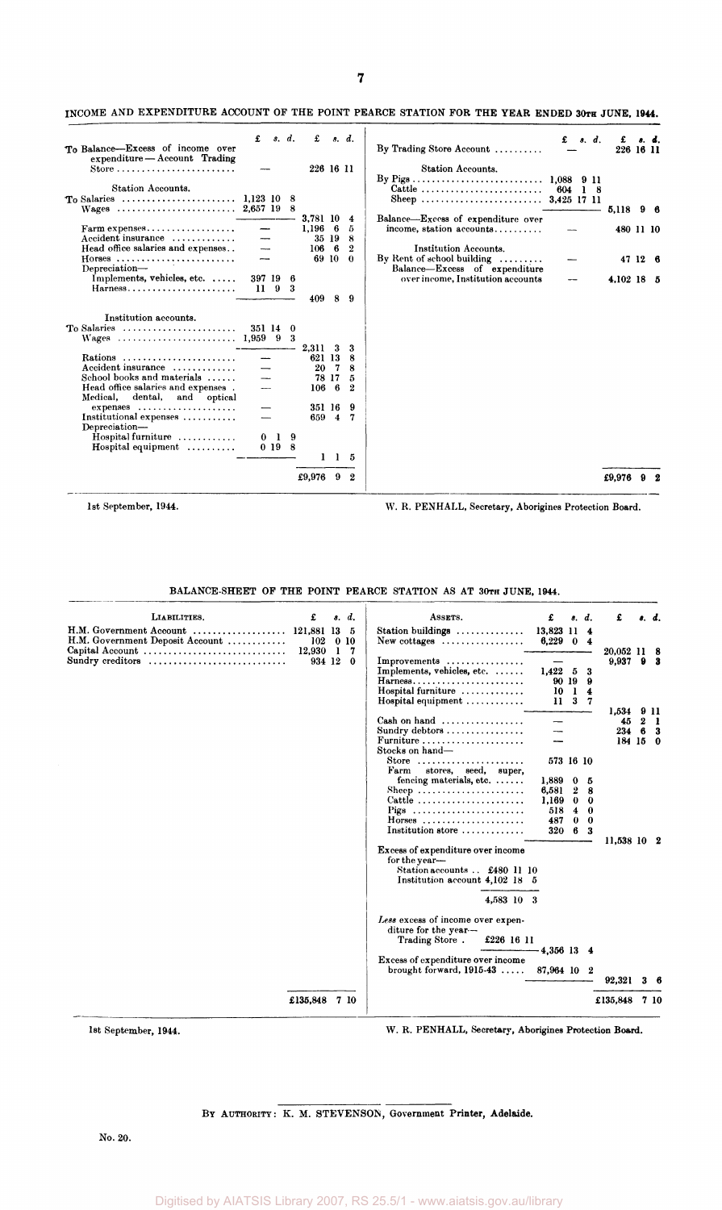INCOME AND EXPENDITURE ACCOUNT OF THE POINT PEARCE STATION FOR THE YEAR ENDED 30TH JUNE, 1944.

| | £ s. d. | £ s. d. | | £ s. d. | £ s. d. |
|---|---|---|---|---|---|
| To Balance—Excess of income over expenditure — Account Trading Store | — | 226 16 11 | By Trading Store Account | — | 226 16 11 |
| **Station Accounts.** | | | **Station Accounts.** | | |
| To Salaries | 1,123 10 8 | | By Pigs | 1,088 9 11 | |
| Wages | 2,657 19 8 | | Cattle | 604 1 8 | |
| | | 3,781 10 4 | Sheep | 3,425 17 11 | |
| Farm expenses | — | 1,196 6 5 | | | 5,118 9 6 |
| Accident insurance | — | 35 19 8 | Balance—Excess of expenditure over income, station accounts | — | 480 11 10 |
| Head office salaries and expenses | — | 106 6 2 | **Institution Accounts.** | | |
| Horses | — | 69 10 0 | By Rent of school building | — | 47 12 6 |
| Depreciation— | | | Balance—Excess of expenditure over income, Institution accounts | — | 4,102 18 5 |
| Implements, vehicles, etc. | 397 19 6 | | | | |
| Harness | 11 9 3 | | | | |
| | | 409 8 9 | | | |
| **Institution accounts.** | | | | | |
| To Salaries | 351 14 0 | | | | |
| Wages | 1,959 9 3 | | | | |
| | | 2,311 3 3 | | | |
| Rations | — | 621 13 8 | | | |
| Accident insurance | — | 20 7 8 | | | |
| School books and materials | — | 78 17 5 | | | |
| Head office salaries and expenses | — | 106 6 2 | | | |
| Medical, dental, and optical expenses | — | 351 16 9 | | | |
| Institutional expenses | — | 659 4 7 | | | |
| Depreciation— | | | | | |
| Hospital furniture | 0 1 9 | | | | |
| Hospital equipment | 0 19 8 | | | | |
| | | 1 1 5 | | | |
| | | £9,976 9 2 | | | £9,976 9 2 |

1st September, 1944.

W. R. PENHALL, Secretary, Aborigines Protection Board.

BALANCE-SHEET OF THE POINT PEARCE STATION AS AT 30TH JUNE, 1944.

| LIABILITIES. | £ s. d. | ASSETS. | £ s. d. | £ s. d. |
|---|---|---|---|---|
| H.M. Government Account | 121,881 13 5 | Station buildings | 13,823 11 4 | |
| H.M. Government Deposit Account | 102 0 10 | New cottages | 6,229 0 4 | |
| Capital Account | 12,930 1 7 | | | 20,052 11 8 |
| Sundry creditors | 934 12 0 | Improvements | — | 9,937 9 3 |
| | | Implements, vehicles, etc. | 1,422 5 3 | |
| | | Harness | 90 19 9 | |
| | | Hospital furniture | 10 1 4 | |
| | | Hospital equipment | 11 3 7 | |
| | | | | 1,534 9 11 |
| | | Cash on hand | — | 45 2 1 |
| | | Sundry debtors | — | 234 6 3 |
| | | Furniture | — | 184 15 0 |
| | | Stocks on hand— | | |
| | | Store | 573 16 10 | |
| | | Farm stores, seed, super, fencing materials, etc. | 1,889 0 5 | |
| | | Sheep | 6,581 2 8 | |
| | | Cattle | 1,169 0 0 | |
| | | Pigs | 518 4 0 | |
| | | Horses | 487 0 0 | |
| | | Institution store | 320 6 3 | |
| | | | | 11,538 10 2 |
| | | Excess of expenditure over income for the year— Station accounts .. £480 11 10; Institution account 4,102 18 5 | 4,583 10 3 | |
| | | *Less* excess of income over expenditure for the year— Trading Store . £226 16 11 | | |
| | | | 4,356 13 4 | |
| | | Excess of expenditure over income brought forward, 1915-43 | 87,964 10 2 | |
| | | | | 92,321 3 6 |
| | £135,848 7 10 | | | £135,848 7 10 |

1st September, 1944.

W. R. PENHALL, Secretary, Aborigines Protection Board.

BY AUTHORITY: K. M. STEVENSON, Government Printer, Adelaide.

No. 20.